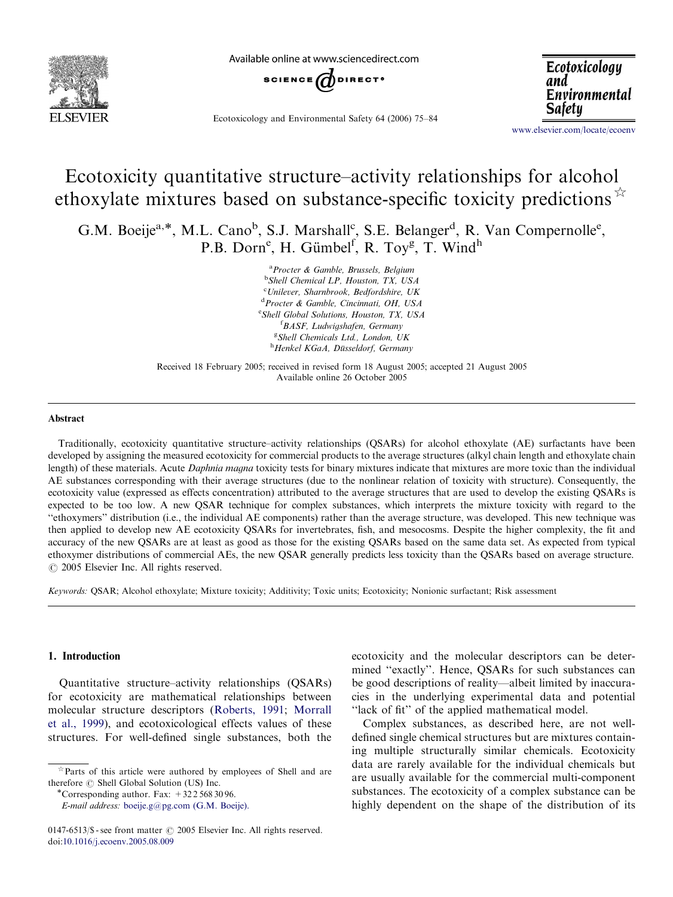# Ecotoxicity quantitative structure–activity relationships for alcohol ethoxylate mixtures based on substance-specific toxicity predictions☆

G.M. Boeije[a,*], M.L. Cano[b], S.J. Marshall[c], S.E. Belanger[d], R. Van Compernolle[e], P.B. Dorn[e], H. Gümbel[f], R. Toy[g], T. Wind[h]

[a] *Procter & Gamble, Brussels, Belgium*
[b] *Shell Chemical LP, Houston, TX, USA*
[c] *Unilever, Sharnbrook, Bedfordshire, UK*
[d] *Procter & Gamble, Cincinnati, OH, USA*
[e] *Shell Global Solutions, Houston, TX, USA*
[f] *BASF, Ludwigshafen, Germany*
[g] *Shell Chemicals Ltd., London, UK*
[h] *Henkel KGaA, Düsseldorf, Germany*

Received 18 February 2005; received in revised form 18 August 2005; accepted 21 August 2005
Available online 26 October 2005

## Abstract

Traditionally, ecotoxicity quantitative structure–activity relationships (QSARs) for alcohol ethoxylate (AE) surfactants have been developed by assigning the measured ecotoxicity for commercial products to the average structures (alkyl chain length and ethoxylate chain length) of these materials. Acute *Daphnia magna* toxicity tests for binary mixtures indicate that mixtures are more toxic than the individual AE substances corresponding with their average structures (due to the nonlinear relation of toxicity with structure). Consequently, the ecotoxicity value (expressed as effects concentration) attributed to the average structures that are used to develop the existing QSARs is expected to be too low. A new QSAR technique for complex substances, which interprets the mixture toxicity with regard to the "ethoxymers" distribution (i.e., the individual AE components) rather than the average structure, was developed. This new technique was then applied to develop new AE ecotoxicity QSARs for invertebrates, fish, and mesocosms. Despite the higher complexity, the fit and accuracy of the new QSARs are at least as good as those for the existing QSARs based on the same data set. As expected from typical ethoxymer distributions of commercial AEs, the new QSAR generally predicts less toxicity than the QSARs based on average structure.
© 2005 Elsevier Inc. All rights reserved.

*Keywords:* QSAR; Alcohol ethoxylate; Mixture toxicity; Additivity; Toxic units; Ecotoxicity; Nonionic surfactant; Risk assessment

## 1. Introduction

Quantitative structure–activity relationships (QSARs) for ecotoxicity are mathematical relationships between molecular structure descriptors (Roberts, 1991; Morrall et al., 1999), and ecotoxicological effects values of these structures. For well-defined single substances, both the ecotoxicity and the molecular descriptors can be determined "exactly". Hence, QSARs for such substances can be good descriptions of reality—albeit limited by inaccuracies in the underlying experimental data and potential "lack of fit" of the applied mathematical model.

Complex substances, as described here, are not well-defined single chemical structures but are mixtures containing multiple structurally similar chemicals. Ecotoxicity data are rarely available for the individual chemicals but are usually available for the commercial multi-component substances. The ecotoxicity of a complex substance can be highly dependent on the shape of the distribution of its

☆Parts of this article were authored by employees of Shell and are therefore © Shell Global Solution (US) Inc.

*Corresponding author. Fax: +32 2 568 30 96.
*E-mail address:* boeije.g@pg.com (G.M. Boeije).

0147-6513/$ - see front matter © 2005 Elsevier Inc. All rights reserved.
doi:10.1016/j.ecoenv.2005.08.009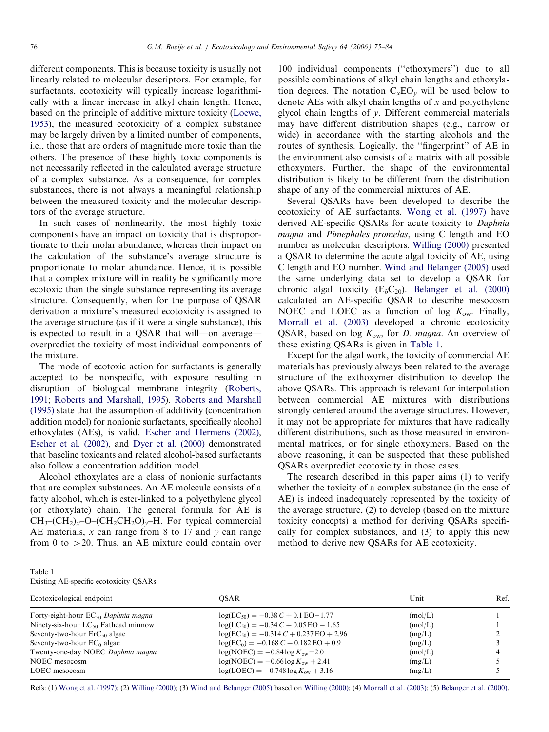different components. This is because toxicity is usually not linearly related to molecular descriptors. For example, for surfactants, ecotoxicity will typically increase logarithmically with a linear increase in alkyl chain length. Hence, based on the principle of additive mixture toxicity (Loewe, 1953), the measured ecotoxicity of a complex substance may be largely driven by a limited number of components, i.e., those that are orders of magnitude more toxic than the others. The presence of these highly toxic components is not necessarily reflected in the calculated average structure of a complex substance. As a consequence, for complex substances, there is not always a meaningful relationship between the measured toxicity and the molecular descriptors of the average structure.

In such cases of nonlinearity, the most highly toxic components have an impact on toxicity that is disproportionate to their molar abundance, whereas their impact on the calculation of the substance's average structure is proportionate to molar abundance. Hence, it is possible that a complex mixture will in reality be significantly more ecotoxic than the single substance representing its average structure. Consequently, when for the purpose of QSAR derivation a mixture's measured ecotoxicity is assigned to the average structure (as if it were a single substance), this is expected to result in a QSAR that will—on average—overpredict the toxicity of most individual components of the mixture.

The mode of ecotoxic action for surfactants is generally accepted to be nonspecific, with exposure resulting in disruption of biological membrane integrity (Roberts, 1991; Roberts and Marshall, 1995). Roberts and Marshall (1995) state that the assumption of additivity (concentration addition model) for nonionic surfactants, specifically alcohol ethoxylates (AEs), is valid. Escher and Hermens (2002), Escher et al. (2002), and Dyer et al. (2000) demonstrated that baseline toxicants and related alcohol-based surfactants also follow a concentration addition model.

Alcohol ethoxylates are a class of nonionic surfactants that are complex substances. An AE molecule consists of a fatty alcohol, which is ester-linked to a polyethylene glycol (or ethoxylate) chain. The general formula for AE is $CH_3–(CH_2)_x–O–(CH_2CH_2O)_y–H$. For typical commercial AE materials, $x$ can range from 8 to 17 and $y$ can range from 0 to >20. Thus, an AE mixture could contain over 100 individual components ("ethoxymers") due to all possible combinations of alkyl chain lengths and ethoxylation degrees. The notation $C_xEO_y$ will be used below to denote AEs with alkyl chain lengths of $x$ and polyethylene glycol chain lengths of $y$. Different commercial materials may have different distribution shapes (e.g., narrow or wide) in accordance with the starting alcohols and the routes of synthesis. Logically, the "fingerprint" of AE in the environment also consists of a matrix with all possible ethoxymers. Further, the shape of the environmental distribution is likely to be different from the distribution shape of any of the commercial mixtures of AE.

Several QSARs have been developed to describe the ecotoxicity of AE surfactants. Wong et al. (1997) have derived AE-specific QSARs for acute toxicity to *Daphnia magna* and *Pimephales promelas*, using C length and EO number as molecular descriptors. Willing (2000) presented a QSAR to determine the acute algal toxicity of AE, using C length and EO number. Wind and Belanger (2005) used the same underlying data set to develop a QSAR for chronic algal toxicity ($E_bC_{20}$). Belanger et al. (2000) calculated an AE-specific QSAR to describe mesocosm NOEC and LOEC as a function of log $K_{ow}$. Finally, Morrall et al. (2003) developed a chronic ecotoxicity QSAR, based on log $K_{ow}$, for *D. magna*. An overview of these existing QSARs is given in Table 1.

Except for the algal work, the toxicity of commercial AE materials has previously always been related to the average structure of the exthoxymer distribution to develop the above QSARs. This approach is relevant for interpolation between commercial AE mixtures with distributions strongly centered around the average structures. However, it may not be appropriate for mixtures that have radically different distributions, such as those measured in environmental matrices, or for single ethoxymers. Based on the above reasoning, it can be suspected that these published QSARs overpredict ecotoxicity in those cases.

The research described in this paper aims (1) to verify whether the toxicity of a complex substance (in the case of AE) is indeed inadequately represented by the toxicity of the average structure, (2) to develop (based on the mixture toxicity concepts) a method for deriving QSARs specifically for complex substances, and (3) to apply this new method to derive new QSARs for AE ecotoxicity.

Table 1
Existing AE-specific ecotoxicity QSARs

| Ecotoxicological endpoint | QSAR | Unit | Ref. |
|---|---|---|---|
| Forty-eight-hour $EC_{50}$ *Daphnia magna* | $\log(EC_{50}) = -0.38\,C + 0.1\,EO - 1.77$ | (mol/L) | 1 |
| Ninety-six-hour $LC_{50}$ Fathead minnow | $\log(LC_{50}) = -0.34\,C + 0.05\,EO - 1.65$ | (mol/L) | 1 |
| Seventy-two-hour $ErC_{50}$ algae | $\log(EC_{50}) = -0.314\,C + 0.237\,EO + 2.96$ | (mg/L) | 2 |
| Seventy-two-hour $EC_0$ algae | $\log(EC_0) = -0.168\,C + 0.182\,EO + 0.9$ | (mg/L) | 3 |
| Twenty-one-day NOEC *Daphnia magna* | $\log(NOEC) = -0.84 \log K_{ow} - 2.0$ | (mol/L) | 4 |
| NOEC mesocosm | $\log(NOEC) = -0.66 \log K_{ow} + 2.41$ | (mg/L) | 5 |
| LOEC mesocosm | $\log(LOEC) = -0.748 \log K_{ow} + 3.16$ | (mg/L) | 5 |

Refs: (1) Wong et al. (1997); (2) Willing (2000); (3) Wind and Belanger (2005) based on Willing (2000); (4) Morrall et al. (2003); (5) Belanger et al. (2000).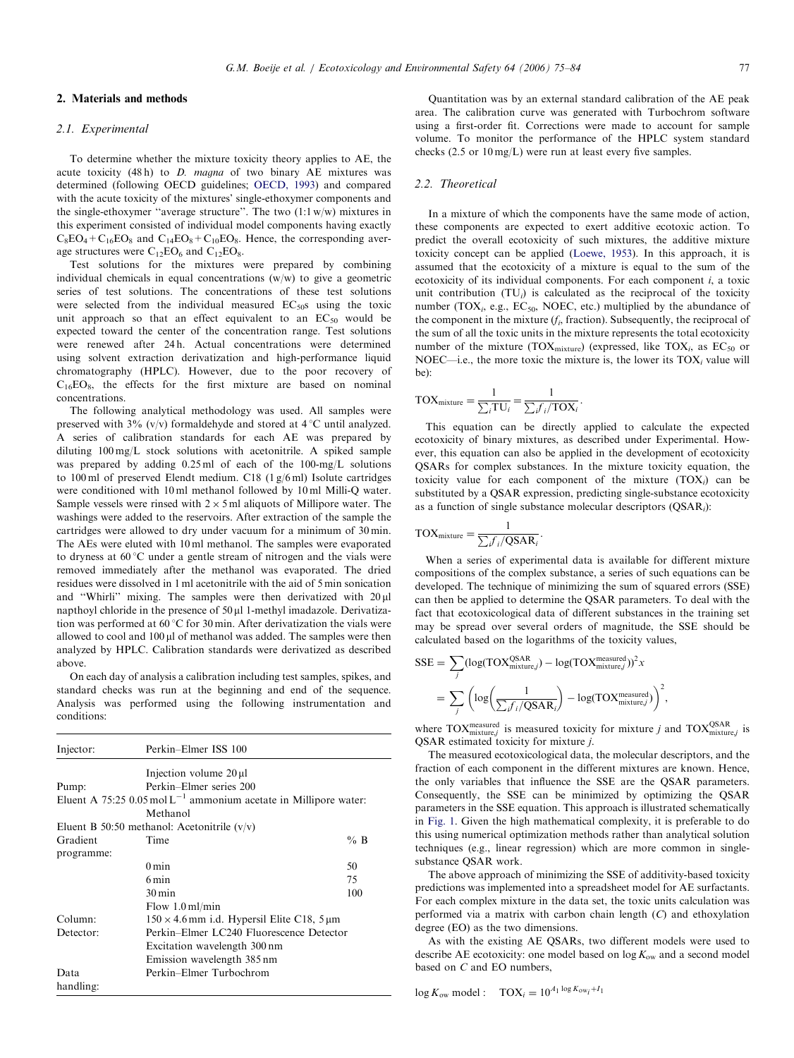## 2. Materials and methods

### 2.1. Experimental

To determine whether the mixture toxicity theory applies to AE, the acute toxicity (48 h) to *D. magna* of two binary AE mixtures was determined (following OECD guidelines; OECD, 1993) and compared with the acute toxicity of the mixtures' single-ethoxymer components and the single-ethoxymer "average structure". The two (1:1 w/w) mixtures in this experiment consisted of individual model components having exactly $C_8EO_4 + C_{16}EO_8$ and $C_{14}EO_8 + C_{10}EO_8$. Hence, the corresponding average structures were $C_{12}EO_6$ and $C_{12}EO_8$.

Test solutions for the mixtures were prepared by combining individual chemicals in equal concentrations (w/w) to give a geometric series of test solutions. The concentrations of these test solutions were selected from the individual measured $EC_{50}$s using the toxic unit approach so that an effect equivalent to an $EC_{50}$ would be expected toward the center of the concentration range. Test solutions were renewed after 24 h. Actual concentrations were determined using solvent extraction derivatization and high-performance liquid chromatography (HPLC). However, due to the poor recovery of $C_{16}EO_8$, the effects for the first mixture are based on nominal concentrations.

The following analytical methodology was used. All samples were preserved with 3% (v/v) formaldehyde and stored at 4 °C until analyzed. A series of calibration standards for each AE was prepared by diluting 100 mg/L stock solutions with acetonitrile. A spiked sample was prepared by adding 0.25 ml of each of the 100-mg/L solutions to 100 ml of preserved Elendt medium. C18 (1 g/6 ml) Isolute cartridges were conditioned with 10 ml methanol followed by 10 ml Milli-Q water. Sample vessels were rinsed with 2 × 5 ml aliquots of Millipore water. The washings were added to the reservoirs. After extraction of the sample the cartridges were allowed to dry under vacuum for a minimum of 30 min. The AEs were eluted with 10 ml methanol. The samples were evaporated to dryness at 60 °C under a gentle stream of nitrogen and the vials were removed immediately after the methanol was evaporated. The dried residues were dissolved in 1 ml acetonitrile with the aid of 5 min sonication and "Whirli" mixing. The samples were then derivatized with 20 μl napthoyl chloride in the presence of 50 μl 1-methyl imadazole. Derivatization was performed at 60 °C for 30 min. After derivatization the vials were allowed to cool and 100 μl of methanol was added. The samples were then analyzed by HPLC. Calibration standards were derivatized as described above.

On each day of analysis a calibration including test samples, spikes, and standard checks was run at the beginning and end of the sequence. Analysis was performed using the following instrumentation and conditions:

| Injector: | Perkin–Elmer ISS 100 | |
|---|---|---|
| | Injection volume 20 μl | |
| Pump: | Perkin–Elmer series 200 | |
| Eluent A 75:25 0.05 mol L$^{-1}$ ammonium acetate in Millipore water: Methanol | | |
| Eluent B 50:50 methanol: Acetonitrile (v/v) | | |
| Gradient programme: | Time | % B |
| | 0 min | 50 |
| | 6 min | 75 |
| | 30 min | 100 |
| | Flow 1.0 ml/min | |
| Column: | 150 × 4.6 mm i.d. Hypersil Elite C18, 5 μm | |
| Detector: | Perkin–Elmer LC240 Fluorescence Detector | |
| | Excitation wavelength 300 nm | |
| | Emission wavelength 385 nm | |
| Data handling: | Perkin–Elmer Turbochrom | |

Quantitation was by an external standard calibration of the AE peak area. The calibration curve was generated with Turbochrom software using a first-order fit. Corrections were made to account for sample volume. To monitor the performance of the HPLC system standard checks (2.5 or 10 mg/L) were run at least every five samples.

### 2.2. Theoretical

In a mixture of which the components have the same mode of action, these components are expected to exert additive ecotoxic action. To predict the overall ecotoxicity of such mixtures, the additive mixture toxicity concept can be applied (Loewe, 1953). In this approach, it is assumed that the ecotoxicity of a mixture is equal to the sum of the ecotoxicity of its individual components. For each component $i$, a toxic unit contribution ($TU_i$) is calculated as the reciprocal of the toxicity number ($TOX_i$, e.g., $EC_{50}$, NOEC, etc.) multiplied by the abundance of the component in the mixture ($f_i$, fraction). Subsequently, the reciprocal of the sum of all the toxic units in the mixture represents the total ecotoxicity number of the mixture ($TOX_{mixture}$) (expressed, like $TOX_i$, as $EC_{50}$ or NOEC—i.e., the more toxic the mixture is, the lower its $TOX_i$ value will be):

$$TOX_{mixture} = \frac{1}{\sum_i TU_i} = \frac{1}{\sum_i f_i/TOX_i}.$$

This equation can be directly applied to calculate the expected ecotoxicity of binary mixtures, as described under Experimental. However, this equation can also be applied in the development of ecotoxicity QSARs for complex substances. In the mixture toxicity equation, the toxicity value for each component of the mixture ($TOX_i$) can be substituted by a QSAR expression, predicting single-substance ecotoxicity as a function of single substance molecular descriptors ($QSAR_i$):

$$TOX_{mixture} = \frac{1}{\sum_i f_i/QSAR_i}.$$

When a series of experimental data is available for different mixture compositions of the complex substance, a series of such equations can be developed. The technique of minimizing the sum of squared errors (SSE) can then be applied to determine the QSAR parameters. To deal with the fact that ecotoxicological data of different substances in the training set may be spread over several orders of magnitude, the SSE should be calculated based on the logarithms of the toxicity values,

$$\begin{aligned} SSE &= \sum_j (\log(TOX^{QSAR}_{mixture,j}) - \log(TOX^{measured}_{mixture,j}))^2 x \\ &= \sum_j \left(\log\left(\frac{1}{\sum_i f_i/QSAR_i}\right) - \log(TOX^{measured}_{mixture,j})\right)^2, \end{aligned}$$

where $TOX^{measured}_{mixture,j}$ is measured toxicity for mixture $j$ and $TOX^{QSAR}_{mixture,j}$ is QSAR estimated toxicity for mixture $j$.

The measured ecotoxicological data, the molecular descriptors, and the fraction of each component in the different mixtures are known. Hence, the only variables that influence the SSE are the QSAR parameters. Consequently, the SSE can be minimized by optimizing the QSAR parameters in the SSE equation. This approach is illustrated schematically in Fig. 1. Given the high mathematical complexity, it is preferable to do this using numerical optimization methods rather than analytical solution techniques (e.g., linear regression) which are more common in single-substance QSAR work.

The above approach of minimizing the SSE of additivity-based toxicity predictions was implemented into a spreadsheet model for AE surfactants. For each complex mixture in the data set, the toxic units calculation was performed via a matrix with carbon chain length ($C$) and ethoxylation degree (EO) as the two dimensions.

As with the existing AE QSARs, two different models were used to describe AE ecotoxicity: one model based on $\log K_{ow}$ and a second model based on $C$ and EO numbers,

$\log K_{ow}$ model: $\quad TOX_i = 10^{A_1 \log K_{ow_i} + I_1}$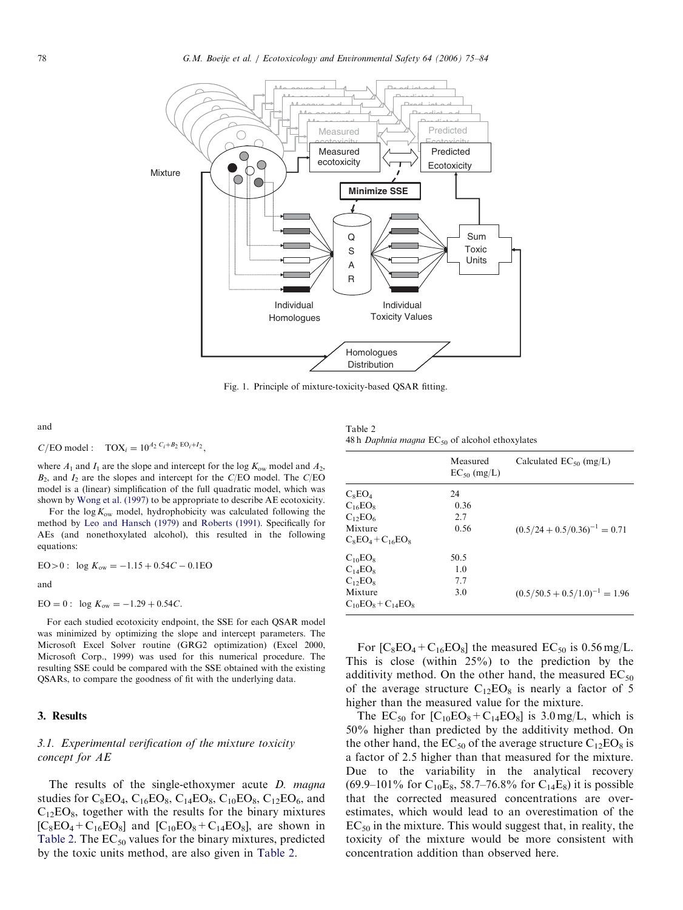Fig. 1. Principle of mixture-toxicity-based QSAR fitting.

and

$$C/\text{EO model}: \quad \text{TOX}_i = 10^{A_2\, C_i + B_2\, \text{EO}_i + I_2},$$

where $A_1$ and $I_1$ are the slope and intercept for the log $K_{ow}$ model and $A_2$, $B_2$, and $I_2$ are the slopes and intercept for the $C$/EO model. The $C$/EO model is a (linear) simplification of the full quadratic model, which was shown by Wong et al. (1997) to be appropriate to describe AE ecotoxicity.

For the log $K_{ow}$ model, hydrophobicity was calculated following the method by Leo and Hansch (1979) and Roberts (1991). Specifically for AEs (and nonethoxylated alcohol), this resulted in the following equations:

$$\text{EO} > 0: \quad \log K_{ow} = -1.15 + 0.54C - 0.1\text{EO}$$

and

$$\text{EO} = 0: \quad \log K_{ow} = -1.29 + 0.54C.$$

For each studied ecotoxicity endpoint, the SSE for each QSAR model was minimized by optimizing the slope and intercept parameters. The Microsoft Excel Solver routine (GRG2 optimization) (Excel 2000, Microsoft Corp., 1999) was used for this numerical procedure. The resulting SSE could be compared with the SSE obtained with the existing QSARs, to compare the goodness of fit with the underlying data.

## 3. Results

### 3.1. Experimental verification of the mixture toxicity concept for AE

The results of the single-ethoxymer acute *D. magna* studies for $C_8EO_4$, $C_{16}EO_8$, $C_{14}EO_8$, $C_{10}EO_8$, $C_{12}EO_6$, and $C_{12}EO_8$, together with the results for the binary mixtures [$C_8EO_4 + C_{16}EO_8$] and [$C_{10}EO_8 + C_{14}EO_8$], are shown in Table 2. The $EC_{50}$ values for the binary mixtures, predicted by the toxic units method, are also given in Table 2.

Table 2
48 h *Daphnia magna* $EC_{50}$ of alcohol ethoxylates

| | Measured $EC_{50}$ (mg/L) | Calculated $EC_{50}$ (mg/L) |
|---|---|---|
| $C_8EO_4$ | 24 | |
| $C_{16}EO_8$ | 0.36 | |
| $C_{12}EO_6$ | 2.7 | |
| Mixture $C_8EO_4 + C_{16}EO_8$ | 0.56 | $(0.5/24 + 0.5/0.36)^{-1} = 0.71$ |
| $C_{10}EO_8$ | 50.5 | |
| $C_{14}EO_8$ | 1.0 | |
| $C_{12}EO_8$ | 7.7 | |
| Mixture $C_{10}EO_8 + C_{14}EO_8$ | 3.0 | $(0.5/50.5 + 0.5/1.0)^{-1} = 1.96$ |

For [$C_8EO_4 + C_{16}EO_8$] the measured $EC_{50}$ is 0.56 mg/L. This is close (within 25%) to the prediction by the additivity method. On the other hand, the measured $EC_{50}$ of the average structure $C_{12}EO_8$ is nearly a factor of 5 higher than the measured value for the mixture.

The $EC_{50}$ for [$C_{10}EO_8 + C_{14}EO_8$] is 3.0 mg/L, which is 50% higher than predicted by the additivity method. On the other hand, the $EC_{50}$ of the average structure $C_{12}EO_8$ is a factor of 2.5 higher than that measured for the mixture. Due to the variability in the analytical recovery (69.9–101% for $C_{10}E_8$, 58.7–76.8% for $C_{14}E_8$) it is possible that the corrected measured concentrations are overestimates, which would lead to an overestimation of the $EC_{50}$ in the mixture. This would suggest that, in reality, the toxicity of the mixture would be more consistent with concentration addition than observed here.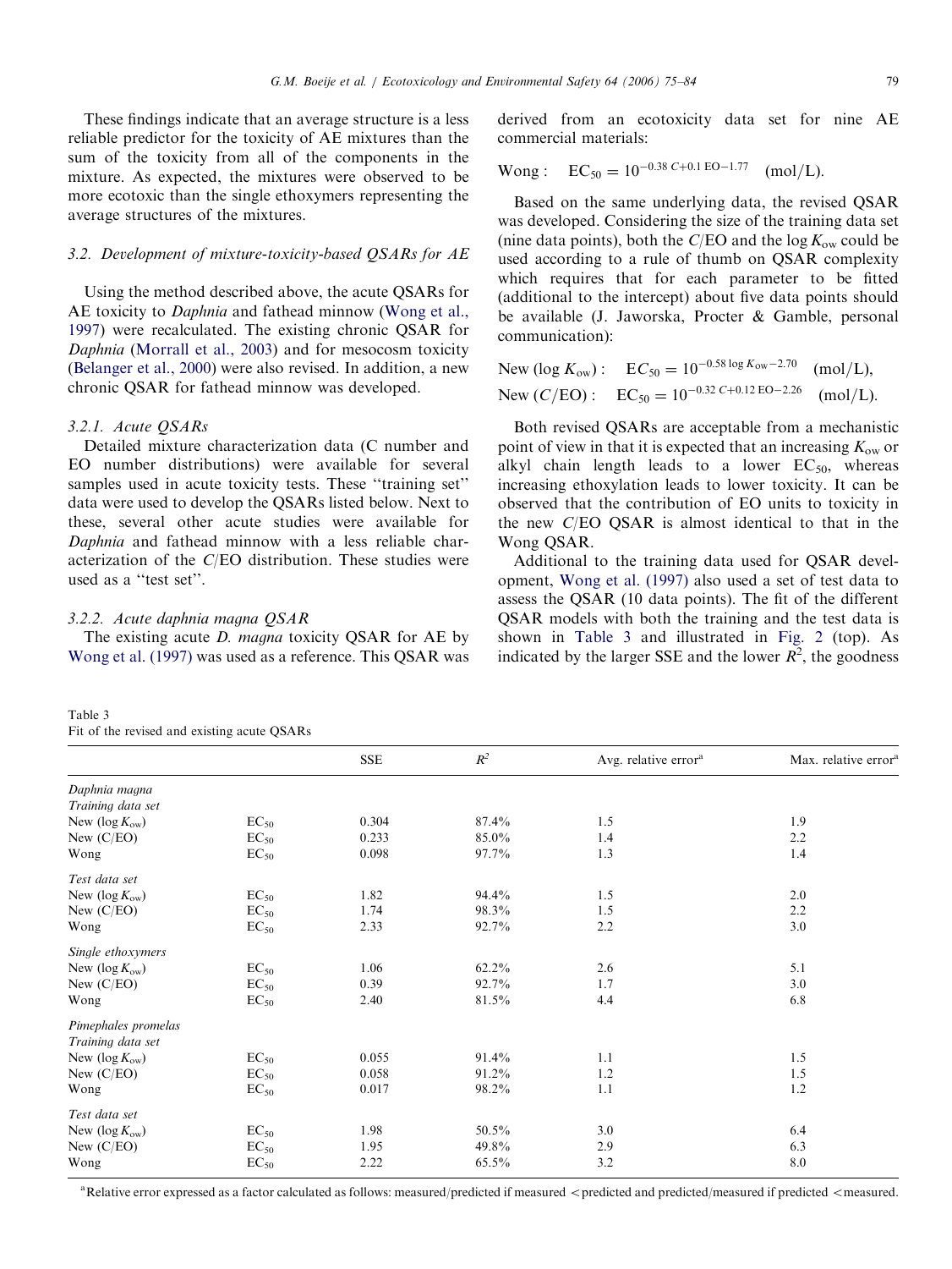These findings indicate that an average structure is a less reliable predictor for the toxicity of AE mixtures than the sum of the toxicity from all of the components in the mixture. As expected, the mixtures were observed to be more ecotoxic than the single ethoxymers representing the average structures of the mixtures.

### 3.2. Development of mixture-toxicity-based QSARs for AE

Using the method described above, the acute QSARs for AE toxicity to *Daphnia* and fathead minnow (Wong et al., 1997) were recalculated. The existing chronic QSAR for *Daphnia* (Morrall et al., 2003) and for mesocosm toxicity (Belanger et al., 2000) were also revised. In addition, a new chronic QSAR for fathead minnow was developed.

#### 3.2.1. Acute QSARs

Detailed mixture characterization data (C number and EO number distributions) were available for several samples used in acute toxicity tests. These "training set" data were used to develop the QSARs listed below. Next to these, several other acute studies were available for *Daphnia* and fathead minnow with a less reliable characterization of the C/EO distribution. These studies were used as a "test set".

#### 3.2.2. Acute daphnia magna QSAR

The existing acute *D. magna* toxicity QSAR for AE by Wong et al. (1997) was used as a reference. This QSAR was derived from an ecotoxicity data set for nine AE commercial materials:

$$\text{Wong:} \quad \text{EC}_{50} = 10^{-0.38\,C + 0.1\,\text{EO} - 1.77} \quad (\text{mol/L}).$$

Based on the same underlying data, the revised QSAR was developed. Considering the size of the training data set (nine data points), both the C/EO and the $\log K_{ow}$ could be used according to a rule of thumb on QSAR complexity which requires that for each parameter to be fitted (additional to the intercept) about five data points should be available (J. Jaworska, Procter & Gamble, personal communication):

$$\text{New } (\log K_{ow}): \quad \text{EC}_{50} = 10^{-0.58 \log K_{ow} - 2.70} \quad (\text{mol/L}),$$

$$\text{New } (C/\text{EO}): \quad \text{EC}_{50} = 10^{-0.32\,C + 0.12\,\text{EO} - 2.26} \quad (\text{mol/L}).$$

Both revised QSARs are acceptable from a mechanistic point of view in that it is expected that an increasing $K_{ow}$ or alkyl chain length leads to a lower $\text{EC}_{50}$, whereas increasing ethoxylation leads to lower toxicity. It can be observed that the contribution of EO units to toxicity in the new *C*/EO QSAR is almost identical to that in the Wong QSAR.

Additional to the training data used for QSAR development, Wong et al. (1997) also used a set of test data to assess the QSAR (10 data points). The fit of the different QSAR models with both the training and the test data is shown in Table 3 and illustrated in Fig. 2 (top). As indicated by the larger SSE and the lower $R^2$, the goodness

Table 3
Fit of the revised and existing acute QSARs

| | | SSE | $R^2$ | Avg. relative error[a] | Max. relative error[a] |
|---|---|---|---|---|---|
| *Daphnia magna* | | | | | |
| *Training data set* | | | | | |
| New ($\log K_{ow}$) | $\text{EC}_{50}$ | 0.304 | 87.4% | 1.5 | 1.9 |
| New (C/EO) | $\text{EC}_{50}$ | 0.233 | 85.0% | 1.4 | 2.2 |
| Wong | $\text{EC}_{50}$ | 0.098 | 97.7% | 1.3 | 1.4 |
| *Test data set* | | | | | |
| New ($\log K_{ow}$) | $\text{EC}_{50}$ | 1.82 | 94.4% | 1.5 | 2.0 |
| New (C/EO) | $\text{EC}_{50}$ | 1.74 | 98.3% | 1.5 | 2.2 |
| Wong | $\text{EC}_{50}$ | 2.33 | 92.7% | 2.2 | 3.0 |
| *Single ethoxymers* | | | | | |
| New ($\log K_{ow}$) | $\text{EC}_{50}$ | 1.06 | 62.2% | 2.6 | 5.1 |
| New (C/EO) | $\text{EC}_{50}$ | 0.39 | 92.7% | 1.7 | 3.0 |
| Wong | $\text{EC}_{50}$ | 2.40 | 81.5% | 4.4 | 6.8 |
| *Pimephales promelas* | | | | | |
| *Training data set* | | | | | |
| New ($\log K_{ow}$) | $\text{EC}_{50}$ | 0.055 | 91.4% | 1.1 | 1.5 |
| New (C/EO) | $\text{EC}_{50}$ | 0.058 | 91.2% | 1.2 | 1.5 |
| Wong | $\text{EC}_{50}$ | 0.017 | 98.2% | 1.1 | 1.2 |
| *Test data set* | | | | | |
| New ($\log K_{ow}$) | $\text{EC}_{50}$ | 1.98 | 50.5% | 3.0 | 6.4 |
| New (C/EO) | $\text{EC}_{50}$ | 1.95 | 49.8% | 2.9 | 6.3 |
| Wong | $\text{EC}_{50}$ | 2.22 | 65.5% | 3.2 | 8.0 |

[a] Relative error expressed as a factor calculated as follows: measured/predicted if measured < predicted and predicted/measured if predicted < measured.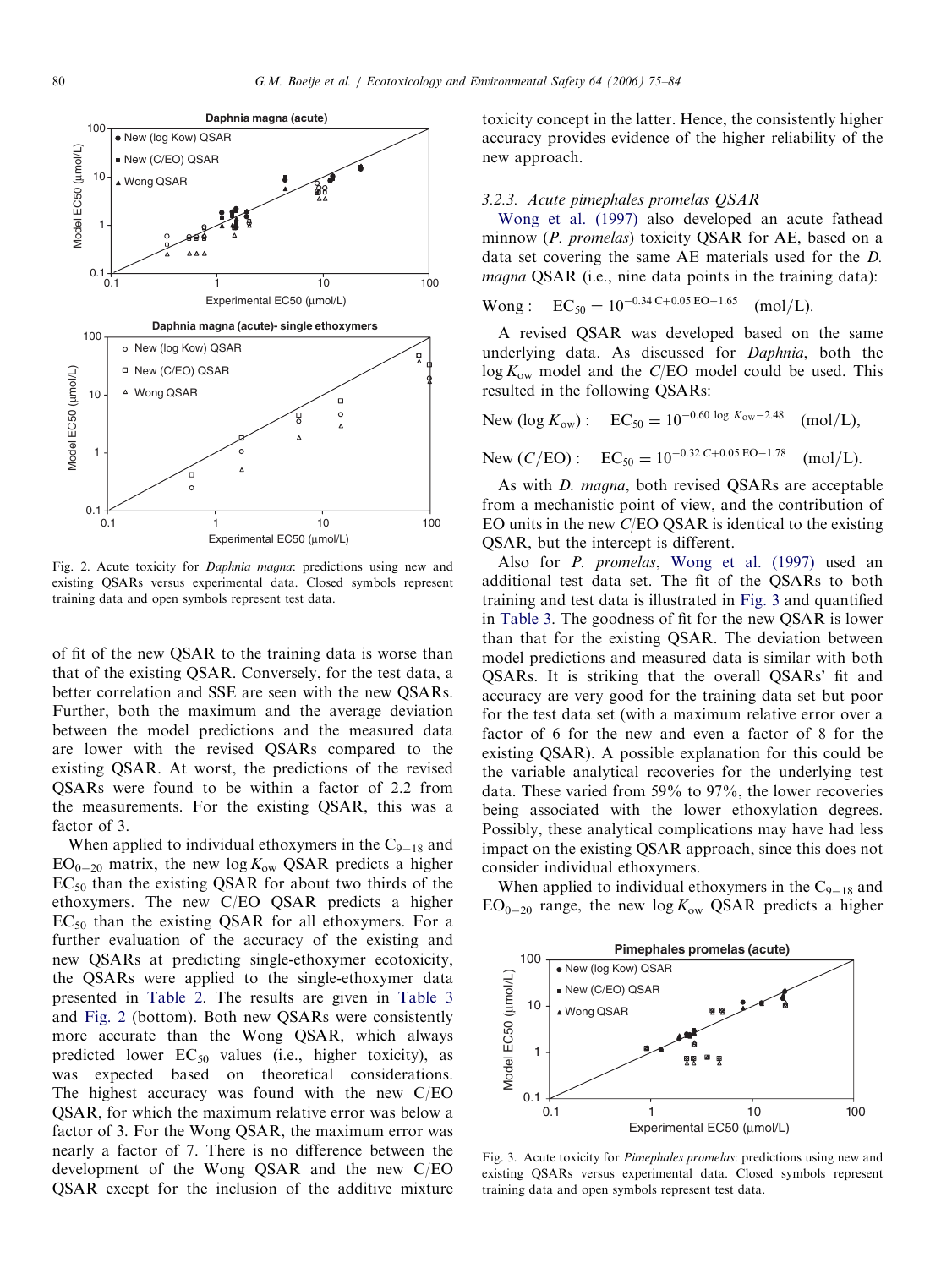Fig. 2. Acute toxicity for *Daphnia magna*: predictions using new and existing QSARs versus experimental data. Closed symbols represent training data and open symbols represent test data.

of fit of the new QSAR to the training data is worse than that of the existing QSAR. Conversely, for the test data, a better correlation and SSE are seen with the new QSARs. Further, both the maximum and the average deviation between the model predictions and the measured data are lower with the revised QSARs compared to the existing QSAR. At worst, the predictions of the revised QSARs were found to be within a factor of 2.2 from the measurements. For the existing QSAR, this was a factor of 3.

When applied to individual ethoxymers in the $C_{9-18}$ and $EO_{0-20}$ matrix, the new $\log K_{ow}$ QSAR predicts a higher $EC_{50}$ than the existing QSAR for about two thirds of the ethoxymers. The new C/EO QSAR predicts a higher $EC_{50}$ than the existing QSAR for all ethoxymers. For a further evaluation of the accuracy of the existing and new QSARs at predicting single-ethoxymer ecotoxicity, the QSARs were applied to the single-ethoxymer data presented in Table 2. The results are given in Table 3 and Fig. 2 (bottom). Both new QSARs were consistently more accurate than the Wong QSAR, which always predicted lower $EC_{50}$ values (i.e., higher toxicity), as was expected based on theoretical considerations. The highest accuracy was found with the new C/EO QSAR, for which the maximum relative error was below a factor of 3. For the Wong QSAR, the maximum error was nearly a factor of 7. There is no difference between the development of the Wong QSAR and the new C/EO QSAR except for the inclusion of the additive mixture toxicity concept in the latter. Hence, the consistently higher accuracy provides evidence of the higher reliability of the new approach.

### 3.2.3. Acute pimephales promelas QSAR

Wong et al. (1997) also developed an acute fathead minnow (*P. promelas*) toxicity QSAR for AE, based on a data set covering the same AE materials used for the *D. magna* QSAR (i.e., nine data points in the training data):

$$\text{Wong}: \quad EC_{50} = 10^{-0.34\,C + 0.05\,EO - 1.65} \quad (\text{mol/L}).$$

A revised QSAR was developed based on the same underlying data. As discussed for *Daphnia*, both the $\log K_{ow}$ model and the C/EO model could be used. This resulted in the following QSARs:

$$\text{New}\ (\log K_{ow}): \quad EC_{50} = 10^{-0.60\,\log K_{ow} - 2.48} \quad (\text{mol/L}),$$

$$\text{New}\ (C/EO): \quad EC_{50} = 10^{-0.32\,C + 0.05\,EO - 1.78} \quad (\text{mol/L}).$$

As with *D. magna*, both revised QSARs are acceptable from a mechanistic point of view, and the contribution of EO units in the new C/EO QSAR is identical to the existing QSAR, but the intercept is different.

Also for *P. promelas*, Wong et al. (1997) used an additional test data set. The fit of the QSARs to both training and test data is illustrated in Fig. 3 and quantified in Table 3. The goodness of fit for the new QSAR is lower than that for the existing QSAR. The deviation between model predictions and measured data is similar with both QSARs. It is striking that the overall QSARs' fit and accuracy are very good for the training data set but poor for the test data set (with a maximum relative error over a factor of 6 for the new and even a factor of 8 for the existing QSAR). A possible explanation for this could be the variable analytical recoveries for the underlying test data. These varied from 59% to 97%, the lower recoveries being associated with the lower ethoxylation degrees. Possibly, these analytical complications may have had less impact on the existing QSAR approach, since this does not consider individual ethoxymers.

When applied to individual ethoxymers in the $C_{9-18}$ and $EO_{0-20}$ range, the new $\log K_{ow}$ QSAR predicts a higher

Fig. 3. Acute toxicity for *Pimephales promelas*: predictions using new and existing QSARs versus experimental data. Closed symbols represent training data and open symbols represent test data.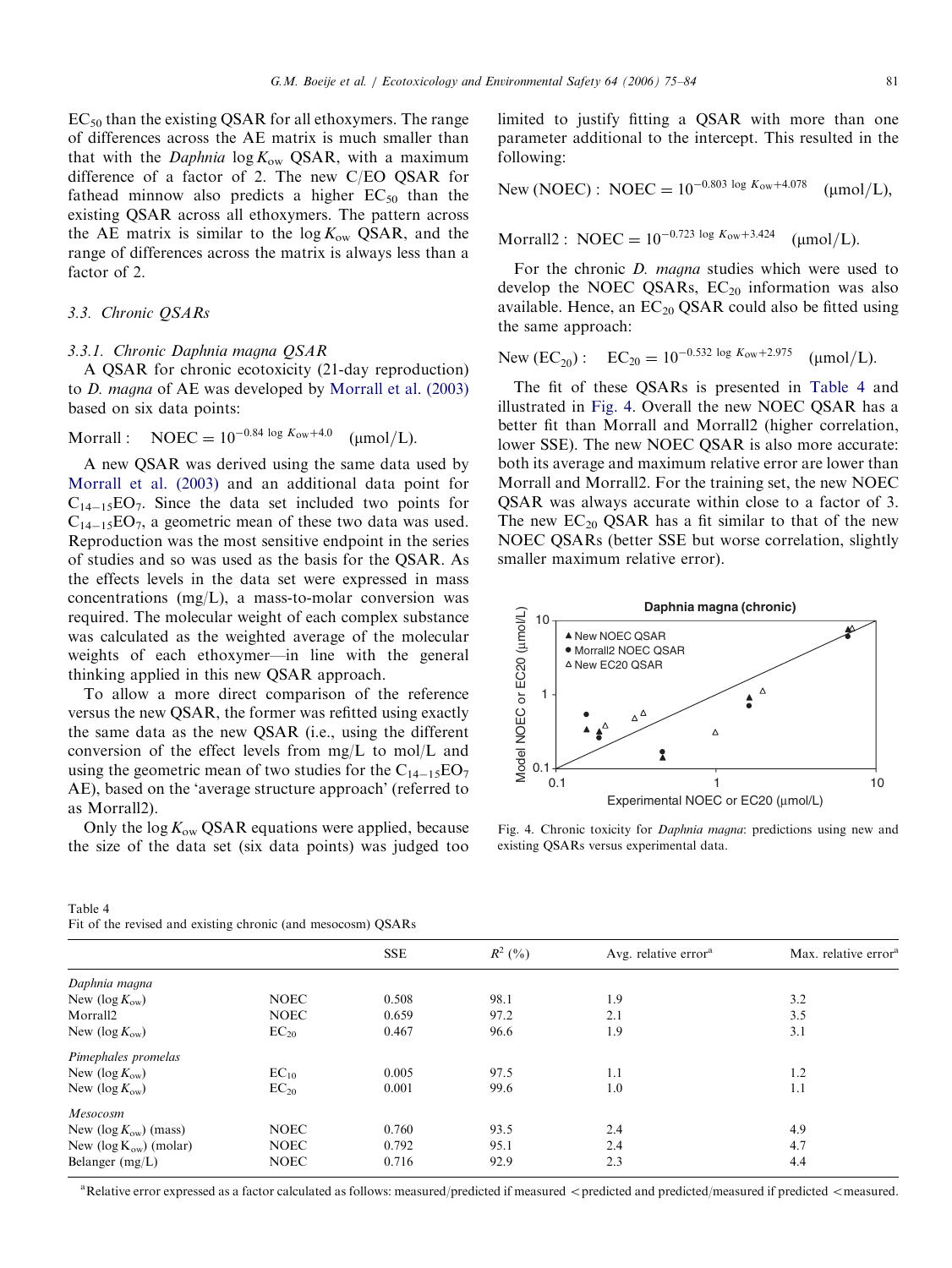$EC_{50}$ than the existing QSAR for all ethoxymers. The range of differences across the AE matrix is much smaller than that with the *Daphnia* $\log K_{ow}$ QSAR, with a maximum difference of a factor of 2. The new C/EO QSAR for fathead minnow also predicts a higher $EC_{50}$ than the existing QSAR across all ethoxymers. The pattern across the AE matrix is similar to the $\log K_{ow}$ QSAR, and the range of differences across the matrix is always less than a factor of 2.

### 3.3. Chronic QSARs

#### 3.3.1. Chronic Daphnia magna QSAR

A QSAR for chronic ecotoxicity (21-day reproduction) to *D. magna* of AE was developed by Morrall et al. (2003) based on six data points:

$$\text{Morrall}: \quad \text{NOEC} = 10^{-0.84 \log K_{ow} + 4.0} \quad (\mu\text{mol/L}).$$

A new QSAR was derived using the same data used by Morrall et al. (2003) and an additional data point for $C_{14-15}EO_7$. Since the data set included two points for $C_{14-15}EO_7$, a geometric mean of these two data was used. Reproduction was the most sensitive endpoint in the series of studies and so was used as the basis for the QSAR. As the effects levels in the data set were expressed in mass concentrations (mg/L), a mass-to-molar conversion was required. The molecular weight of each complex substance was calculated as the weighted average of the molecular weights of each ethoxymer—in line with the general thinking applied in this new QSAR approach.

To allow a more direct comparison of the reference versus the new QSAR, the former was refitted using exactly the same data as the new QSAR (i.e., using the different conversion of the effect levels from mg/L to mol/L and using the geometric mean of two studies for the $C_{14-15}EO_7$ AE), based on the 'average structure approach' (referred to as Morrall2).

Only the $\log K_{ow}$ QSAR equations were applied, because the size of the data set (six data points) was judged too limited to justify fitting a QSAR with more than one parameter additional to the intercept. This resulted in the following:

$$\text{New (NOEC)}: \quad \text{NOEC} = 10^{-0.803 \log K_{ow} + 4.078} \quad (\mu\text{mol/L}),$$

$$\text{Morrall2}: \quad \text{NOEC} = 10^{-0.723 \log K_{ow} + 3.424} \quad (\mu\text{mol/L}).$$

For the chronic *D. magna* studies which were used to develop the NOEC QSARs, $EC_{20}$ information was also available. Hence, an $EC_{20}$ QSAR could also be fitted using the same approach:

$$\text{New } (EC_{20}): \quad EC_{20} = 10^{-0.532 \log K_{ow} + 2.975} \quad (\mu\text{mol/L}).$$

The fit of these QSARs is presented in Table 4 and illustrated in Fig. 4. Overall the new NOEC QSAR has a better fit than Morrall and Morrall2 (higher correlation, lower SSE). The new NOEC QSAR is also more accurate: both its average and maximum relative error are lower than Morrall and Morrall2. For the training set, the new NOEC QSAR was always accurate within close to a factor of 3. The new $EC_{20}$ QSAR has a fit similar to that of the new NOEC QSARs (better SSE but worse correlation, slightly smaller maximum relative error).

Fig. 4. Chronic toxicity for *Daphnia magna*: predictions using new and existing QSARs versus experimental data.

Table 4
Fit of the revised and existing chronic (and mesocosm) QSARs

| | | SSE | $R^2$ (%) | Avg. relative error[a] | Max. relative error[a] |
|---|---|---|---|---|---|
| *Daphnia magna* | | | | | |
| New ($\log K_{ow}$) | NOEC | 0.508 | 98.1 | 1.9 | 3.2 |
| Morrall2 | NOEC | 0.659 | 97.2 | 2.1 | 3.5 |
| New ($\log K_{ow}$) | $EC_{20}$ | 0.467 | 96.6 | 1.9 | 3.1 |
| *Pimephales promelas* | | | | | |
| New ($\log K_{ow}$) | $EC_{10}$ | 0.005 | 97.5 | 1.1 | 1.2 |
| New ($\log K_{ow}$) | $EC_{20}$ | 0.001 | 99.6 | 1.0 | 1.1 |
| *Mesocosm* | | | | | |
| New ($\log K_{ow}$) (mass) | NOEC | 0.760 | 93.5 | 2.4 | 4.9 |
| New ($\log K_{ow}$) (molar) | NOEC | 0.792 | 95.1 | 2.4 | 4.7 |
| Belanger (mg/L) | NOEC | 0.716 | 92.9 | 2.3 | 4.4 |

[a] Relative error expressed as a factor calculated as follows: measured/predicted if measured < predicted and predicted/measured if predicted < measured.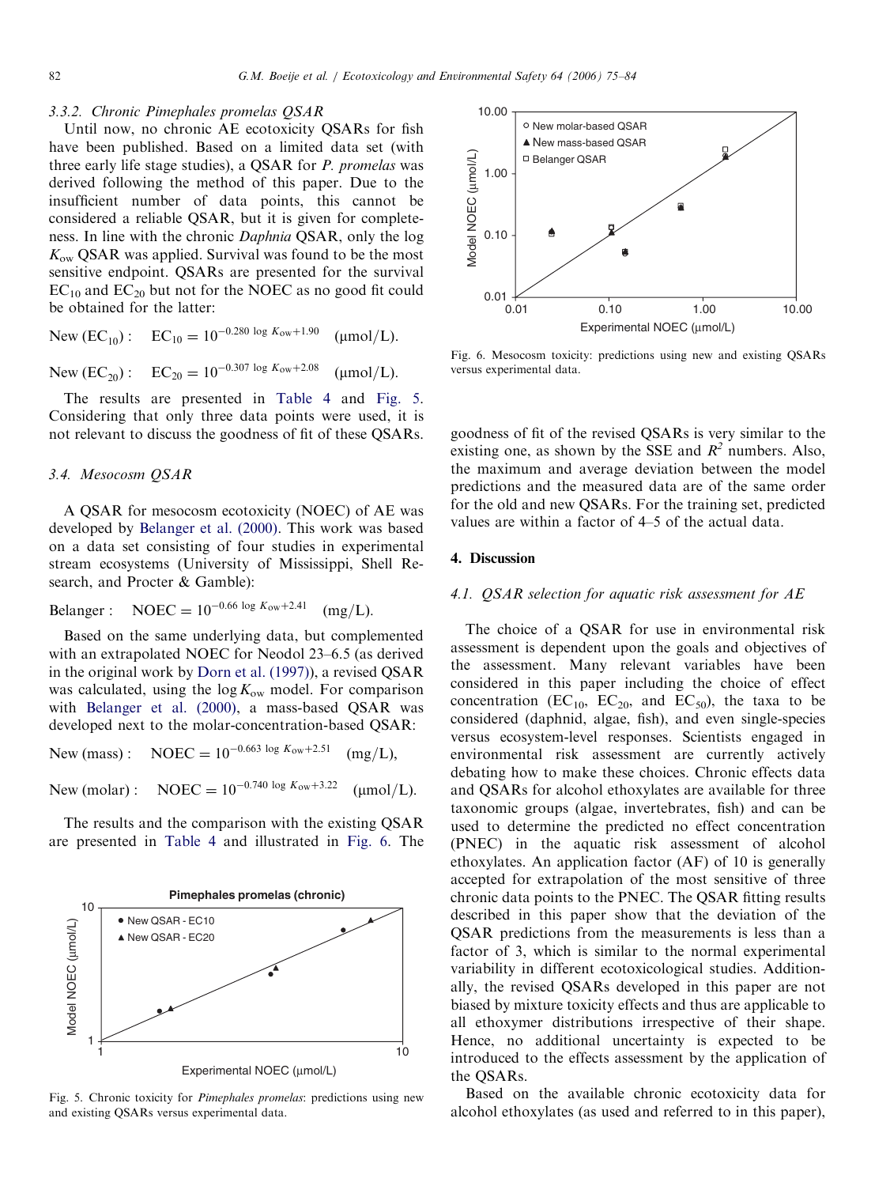### 3.3.2. Chronic *Pimephales promelas* QSAR

Until now, no chronic AE ecotoxicity QSARs for fish have been published. Based on a limited data set (with three early life stage studies), a QSAR for *P. promelas* was derived following the method of this paper. Due to the insufficient number of data points, this cannot be considered a reliable QSAR, but it is given for completeness. In line with the chronic *Daphnia* QSAR, only the log $K_{ow}$ QSAR was applied. Survival was found to be the most sensitive endpoint. QSARs are presented for the survival $EC_{10}$ and $EC_{20}$ but not for the NOEC as no good fit could be obtained for the latter:

New ($EC_{10}$) : $\quad EC_{10} = 10^{-0.280 \log K_{ow} + 1.90} \quad (\mu mol/L)$.

New ($EC_{20}$) : $\quad EC_{20} = 10^{-0.307 \log K_{ow} + 2.08} \quad (\mu mol/L)$.

The results are presented in Table 4 and Fig. 5. Considering that only three data points were used, it is not relevant to discuss the goodness of fit of these QSARs.

Fig. 5. Chronic toxicity for *Pimephales promelas*: predictions using new and existing QSARs versus experimental data.

## 3.4. Mesocosm QSAR

A QSAR for mesocosm ecotoxicity (NOEC) of AE was developed by Belanger et al. (2000). This work was based on a data set consisting of four studies in experimental stream ecosystems (University of Mississippi, Shell Research, and Procter & Gamble):

Belanger : $\quad NOEC = 10^{-0.66 \log K_{ow} + 2.41} \quad (mg/L)$.

Based on the same underlying data, but complemented with an extrapolated NOEC for Neodol 23–6.5 (as derived in the original work by Dorn et al. (1997)), a revised QSAR was calculated, using the log $K_{ow}$ model. For comparison with Belanger et al. (2000), a mass-based QSAR was developed next to the molar-concentration-based QSAR:

New (mass) : $\quad NOEC = 10^{-0.663 \log K_{ow} + 2.51} \quad (mg/L)$,

New (molar) : $\quad NOEC = 10^{-0.740 \log K_{ow} + 3.22} \quad (\mu mol/L)$.

The results and the comparison with the existing QSAR are presented in Table 4 and illustrated in Fig. 6. The goodness of fit of the revised QSARs is very similar to the existing one, as shown by the SSE and $R^2$ numbers. Also, the maximum and average deviation between the model predictions and the measured data are of the same order for the old and new QSARs. For the training set, predicted values are within a factor of 4–5 of the actual data.

Fig. 6. Mesocosm toxicity: predictions using new and existing QSARs versus experimental data.

# 4. Discussion

## 4.1. QSAR selection for aquatic risk assessment for AE

The choice of a QSAR for use in environmental risk assessment is dependent upon the goals and objectives of the assessment. Many relevant variables have been considered in this paper including the choice of effect concentration ($EC_{10}$, $EC_{20}$, and $EC_{50}$), the taxa to be considered (daphnid, algae, fish), and even single-species versus ecosystem-level responses. Scientists engaged in environmental risk assessment are currently actively debating how to make these choices. Chronic effects data and QSARs for alcohol ethoxylates are available for three taxonomic groups (algae, invertebrates, fish) and can be used to determine the predicted no effect concentration (PNEC) in the aquatic risk assessment of alcohol ethoxylates. An application factor (AF) of 10 is generally accepted for extrapolation of the most sensitive of three chronic data points to the PNEC. The QSAR fitting results described in this paper show that the deviation of the QSAR predictions from the measurements is less than a factor of 3, which is similar to the normal experimental variability in different ecotoxicological studies. Additionally, the revised QSARs developed in this paper are not biased by mixture toxicity effects and thus are applicable to all ethoxymer distributions irrespective of their shape. Hence, no additional uncertainty is expected to be introduced to the effects assessment by the application of the QSARs.

Based on the available chronic ecotoxicity data for alcohol ethoxylates (as used and referred to in this paper),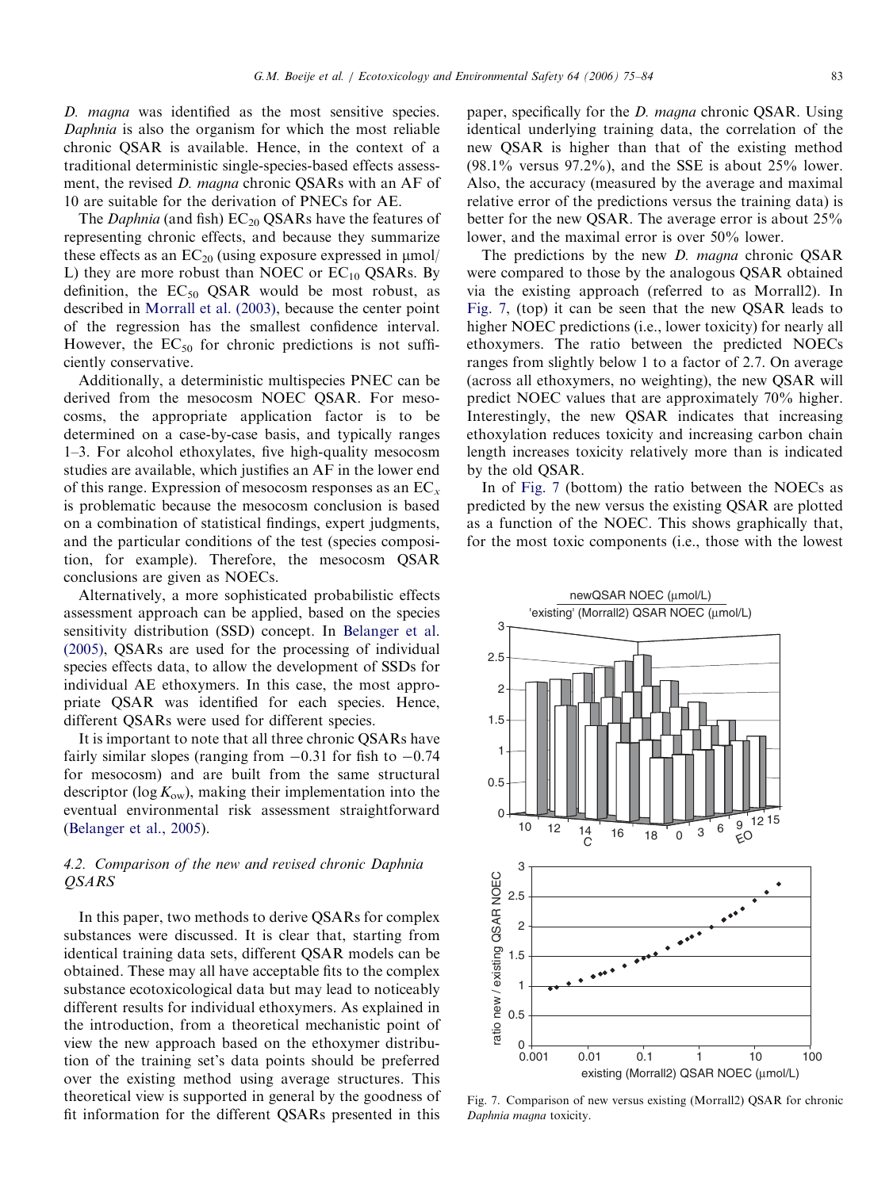*D. magna* was identified as the most sensitive species. *Daphnia* is also the organism for which the most reliable chronic QSAR is available. Hence, in the context of a traditional deterministic single-species-based effects assessment, the revised *D. magna* chronic QSARs with an AF of 10 are suitable for the derivation of PNECs for AE.

The *Daphnia* (and fish) $EC_{20}$ QSARs have the features of representing chronic effects, and because they summarize these effects as an $EC_{20}$ (using exposure expressed in μmol/L) they are more robust than NOEC or $EC_{10}$ QSARs. By definition, the $EC_{50}$ QSAR would be most robust, as described in Morrall et al. (2003), because the center point of the regression has the smallest confidence interval. However, the $EC_{50}$ for chronic predictions is not sufficiently conservative.

Additionally, a deterministic multispecies PNEC can be derived from the mesocosm NOEC QSAR. For mesocosms, the appropriate application factor is to be determined on a case-by-case basis, and typically ranges 1–3. For alcohol ethoxylates, five high-quality mesocosm studies are available, which justifies an AF in the lower end of this range. Expression of mesocosm responses as an $EC_x$ is problematic because the mesocosm conclusion is based on a combination of statistical findings, expert judgments, and the particular conditions of the test (species composition, for example). Therefore, the mesocosm QSAR conclusions are given as NOECs.

Alternatively, a more sophisticated probabilistic effects assessment approach can be applied, based on the species sensitivity distribution (SSD) concept. In Belanger et al. (2005), QSARs are used for the processing of individual species effects data, to allow the development of SSDs for individual AE ethoxymers. In this case, the most appropriate QSAR was identified for each species. Hence, different QSARs were used for different species.

It is important to note that all three chronic QSARs have fairly similar slopes (ranging from −0.31 for fish to −0.74 for mesocosm) and are built from the same structural descriptor ($\log K_{ow}$), making their implementation into the eventual environmental risk assessment straightforward (Belanger et al., 2005).

### 4.2. Comparison of the new and revised chronic Daphnia QSARS

In this paper, two methods to derive QSARs for complex substances were discussed. It is clear that, starting from identical training data sets, different QSAR models can be obtained. These may all have acceptable fits to the complex substance ecotoxicological data but may lead to noticeably different results for individual ethoxymers. As explained in the introduction, from a theoretical mechanistic point of view the new approach based on the ethoxymer distribution of the training set's data points should be preferred over the existing method using average structures. This theoretical view is supported in general by the goodness of fit information for the different QSARs presented in this paper, specifically for the *D. magna* chronic QSAR. Using identical underlying training data, the correlation of the new QSAR is higher than that of the existing method (98.1% versus 97.2%), and the SSE is about 25% lower. Also, the accuracy (measured by the average and maximal relative error of the predictions versus the training data) is better for the new QSAR. The average error is about 25% lower, and the maximal error is over 50% lower.

The predictions by the new *D. magna* chronic QSAR were compared to those by the analogous QSAR obtained via the existing approach (referred to as Morrall2). In Fig. 7, (top) it can be seen that the new QSAR leads to higher NOEC predictions (i.e., lower toxicity) for nearly all ethoxymers. The ratio between the predicted NOECs ranges from slightly below 1 to a factor of 2.7. On average (across all ethoxymers, no weighting), the new QSAR will predict NOEC values that are approximately 70% higher. Interestingly, the new QSAR indicates that increasing ethoxylation reduces toxicity and increasing carbon chain length increases toxicity relatively more than is indicated by the old QSAR.

In Fig. 7 (bottom) the ratio between the NOECs as predicted by the new versus the existing QSAR are plotted as a function of the NOEC. This shows graphically that, for the most toxic components (i.e., those with the lowest

Fig. 7. Comparison of new versus existing (Morrall2) QSAR for chronic *Daphnia magna* toxicity.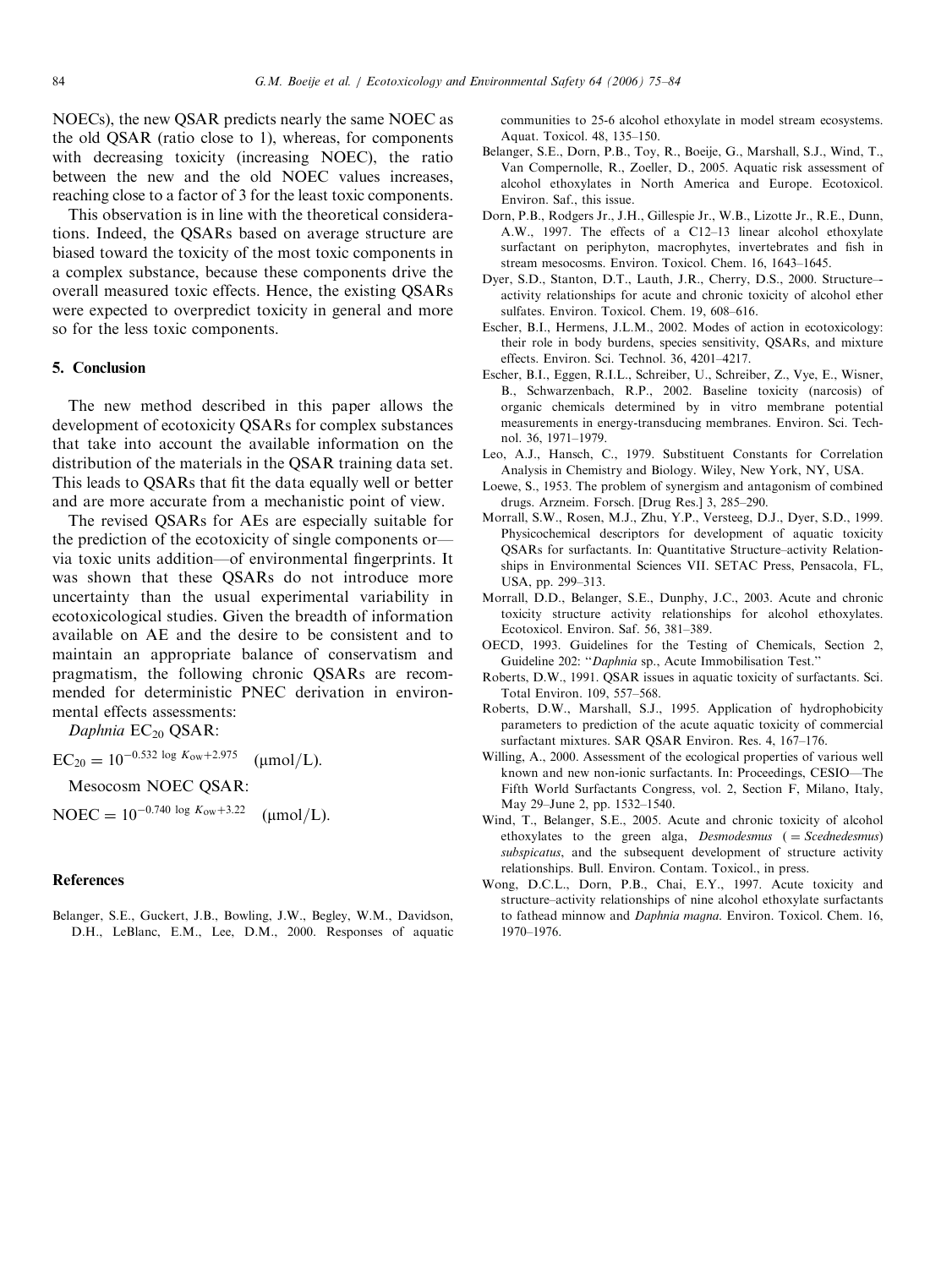NOECs), the new QSAR predicts nearly the same NOEC as the old QSAR (ratio close to 1), whereas, for components with decreasing toxicity (increasing NOEC), the ratio between the new and the old NOEC values increases, reaching close to a factor of 3 for the least toxic components.

This observation is in line with the theoretical considerations. Indeed, the QSARs based on average structure are biased toward the toxicity of the most toxic components in a complex substance, because these components drive the overall measured toxic effects. Hence, the existing QSARs were expected to overpredict toxicity in general and more so for the less toxic components.

## 5. Conclusion

The new method described in this paper allows the development of ecotoxicity QSARs for complex substances that take into account the available information on the distribution of the materials in the QSAR training data set. This leads to QSARs that fit the data equally well or better and are more accurate from a mechanistic point of view.

The revised QSARs for AEs are especially suitable for the prediction of the ecotoxicity of single components or—via toxic units addition—of environmental fingerprints. It was shown that these QSARs do not introduce more uncertainty than the usual experimental variability in ecotoxicological studies. Given the breadth of information available on AE and the desire to be consistent and to maintain an appropriate balance of conservatism and pragmatism, the following chronic QSARs are recommended for deterministic PNEC derivation in environmental effects assessments:

*Daphnia* $EC_{20}$ QSAR:

$$EC_{20} = 10^{-0.532 \log K_{ow} + 2.975} \quad (\mu mol/L).$$

Mesocosm NOEC QSAR:

$$NOEC = 10^{-0.740 \log K_{ow} + 3.22} \quad (\mu mol/L).$$

## References

Belanger, S.E., Guckert, J.B., Bowling, J.W., Begley, W.M., Davidson, D.H., LeBlanc, E.M., Lee, D.M., 2000. Responses of aquatic communities to 25-6 alcohol ethoxylate in model stream ecosystems. Aquat. Toxicol. 48, 135–150.

Belanger, S.E., Dorn, P.B., Toy, R., Boeije, G., Marshall, S.J., Wind, T., Van Compernolle, R., Zoeller, D., 2005. Aquatic risk assessment of alcohol ethoxylates in North America and Europe. Ecotoxicol. Environ. Saf., this issue.

Dorn, P.B., Rodgers Jr., J.H., Gillespie Jr., W.B., Lizotte Jr., R.E., Dunn, A.W., 1997. The effects of a C12–13 linear alcohol ethoxylate surfactant on periphyton, macrophytes, invertebrates and fish in stream mesocosms. Environ. Toxicol. Chem. 16, 1643–1645.

Dyer, S.D., Stanton, D.T., Lauth, J.R., Cherry, D.S., 2000. Structure–-activity relationships for acute and chronic toxicity of alcohol ether sulfates. Environ. Toxicol. Chem. 19, 608–616.

Escher, B.I., Hermens, J.L.M., 2002. Modes of action in ecotoxicology: their role in body burdens, species sensitivity, QSARs, and mixture effects. Environ. Sci. Technol. 36, 4201–4217.

Escher, B.I., Eggen, R.I.L., Schreiber, U., Schreiber, Z., Vye, E., Wisner, B., Schwarzenbach, R.P., 2002. Baseline toxicity (narcosis) of organic chemicals determined by in vitro membrane potential measurements in energy-transducing membranes. Environ. Sci. Technol. 36, 1971–1979.

Leo, A.J., Hansch, C., 1979. Substituent Constants for Correlation Analysis in Chemistry and Biology. Wiley, New York, NY, USA.

Loewe, S., 1953. The problem of synergism and antagonism of combined drugs. Arzneim. Forsch. [Drug Res.] 3, 285–290.

Morrall, S.W., Rosen, M.J., Zhu, Y.P., Versteeg, D.J., Dyer, S.D., 1999. Physicochemical descriptors for development of aquatic toxicity QSARs for surfactants. In: Quantitative Structure–activity Relationships in Environmental Sciences VII. SETAC Press, Pensacola, FL, USA, pp. 299–313.

Morrall, D.D., Belanger, S.E., Dunphy, J.C., 2003. Acute and chronic toxicity structure activity relationships for alcohol ethoxylates. Ecotoxicol. Environ. Saf. 56, 381–389.

OECD, 1993. Guidelines for the Testing of Chemicals, Section 2, Guideline 202: "*Daphnia* sp., Acute Immobilisation Test."

Roberts, D.W., 1991. QSAR issues in aquatic toxicity of surfactants. Sci. Total Environ. 109, 557–568.

Roberts, D.W., Marshall, S.J., 1995. Application of hydrophobicity parameters to prediction of the acute aquatic toxicity of commercial surfactant mixtures. SAR QSAR Environ. Res. 4, 167–176.

Willing, A., 2000. Assessment of the ecological properties of various well known and new non-ionic surfactants. In: Proceedings, CESIO—The Fifth World Surfactants Congress, vol. 2, Section F, Milano, Italy, May 29–June 2, pp. 1532–1540.

Wind, T., Belanger, S.E., 2005. Acute and chronic toxicity of alcohol ethoxylates to the green alga, *Desmodesmus* (= *Scednedesmus*) *subspicatus*, and the subsequent development of structure activity relationships. Bull. Environ. Contam. Toxicol., in press.

Wong, D.C.L., Dorn, P.B., Chai, E.Y., 1997. Acute toxicity and structure–activity relationships of nine alcohol ethoxylate surfactants to fathead minnow and *Daphnia magna*. Environ. Toxicol. Chem. 16, 1970–1976.